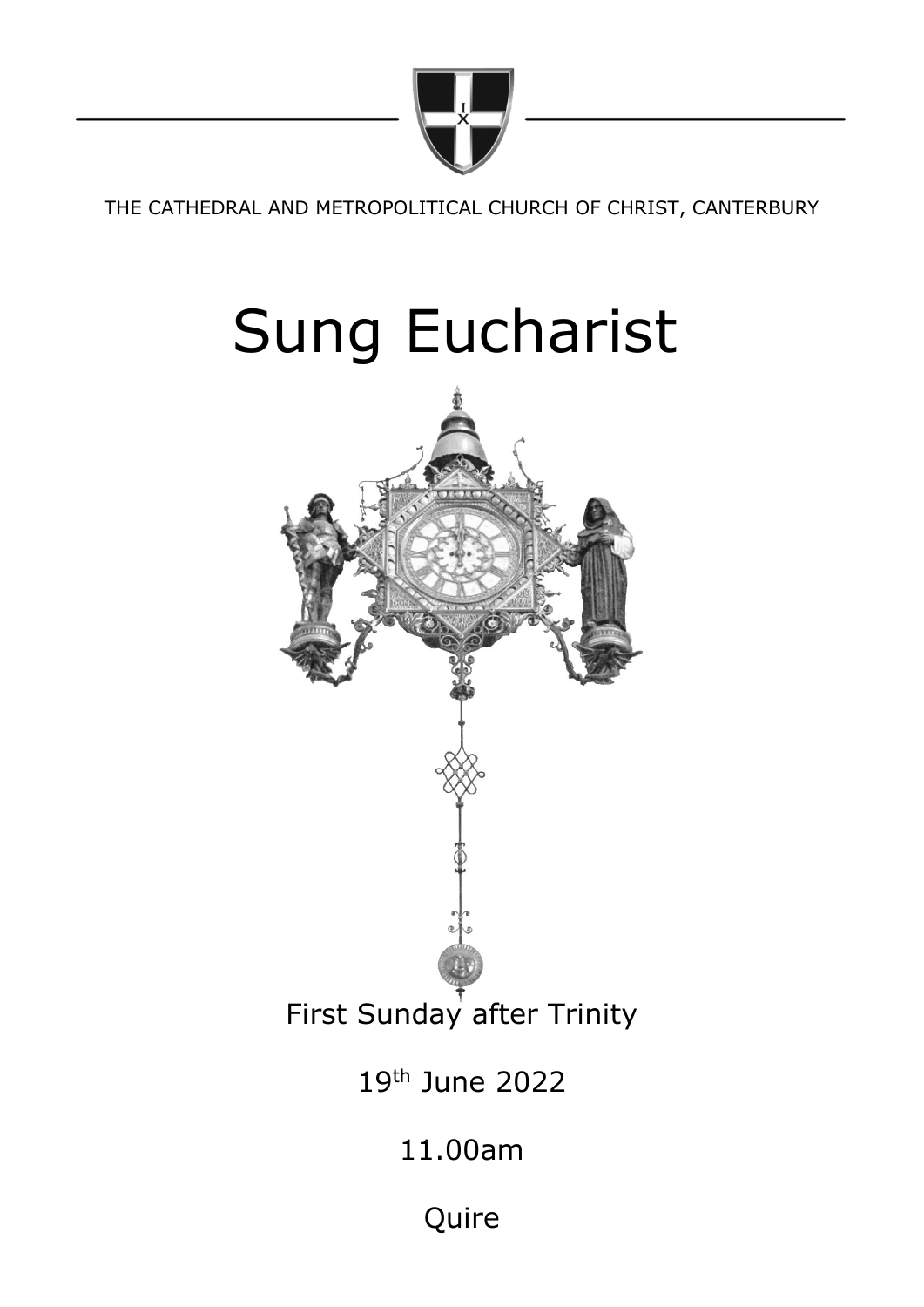THE CATHEDRAL AND METROPOLITICAL CHURCH OF CHRIST, CANTERBURY

# Sung Eucharist

First Sunday after Trinity

19th June 2022

11.00am

Quire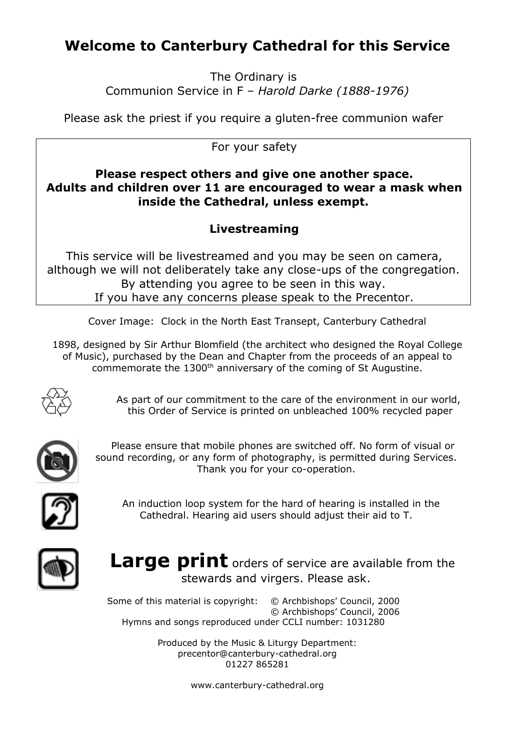# Welcome to Canterbury Cathedral for this Service

The Ordinary is
Communion Service in F – *Harold Darke (1888-1976)*

Please ask the priest if you require a gluten-free communion wafer

For your safety

**Please respect others and give one another space.**
**Adults and children over 11 are encouraged to wear a mask when inside the Cathedral, unless exempt.**

**Livestreaming**

This service will be livestreamed and you may be seen on camera, although we will not deliberately take any close-ups of the congregation. By attending you agree to be seen in this way.
If you have any concerns please speak to the Precentor.

Cover Image: Clock in the North East Transept, Canterbury Cathedral

1898, designed by Sir Arthur Blomfield (the architect who designed the Royal College of Music), purchased by the Dean and Chapter from the proceeds of an appeal to commemorate the 1300th anniversary of the coming of St Augustine.

As part of our commitment to the care of the environment in our world, this Order of Service is printed on unbleached 100% recycled paper

Please ensure that mobile phones are switched off. No form of visual or sound recording, or any form of photography, is permitted during Services. Thank you for your co-operation.

An induction loop system for the hard of hearing is installed in the Cathedral. Hearing aid users should adjust their aid to T.

**Large print** orders of service are available from the stewards and virgers. Please ask.

Some of this material is copyright: © Archbishops' Council, 2000
© Archbishops' Council, 2006
Hymns and songs reproduced under CCLI number: 1031280

Produced by the Music & Liturgy Department:
precentor@canterbury-cathedral.org
01227 865281

www.canterbury-cathedral.org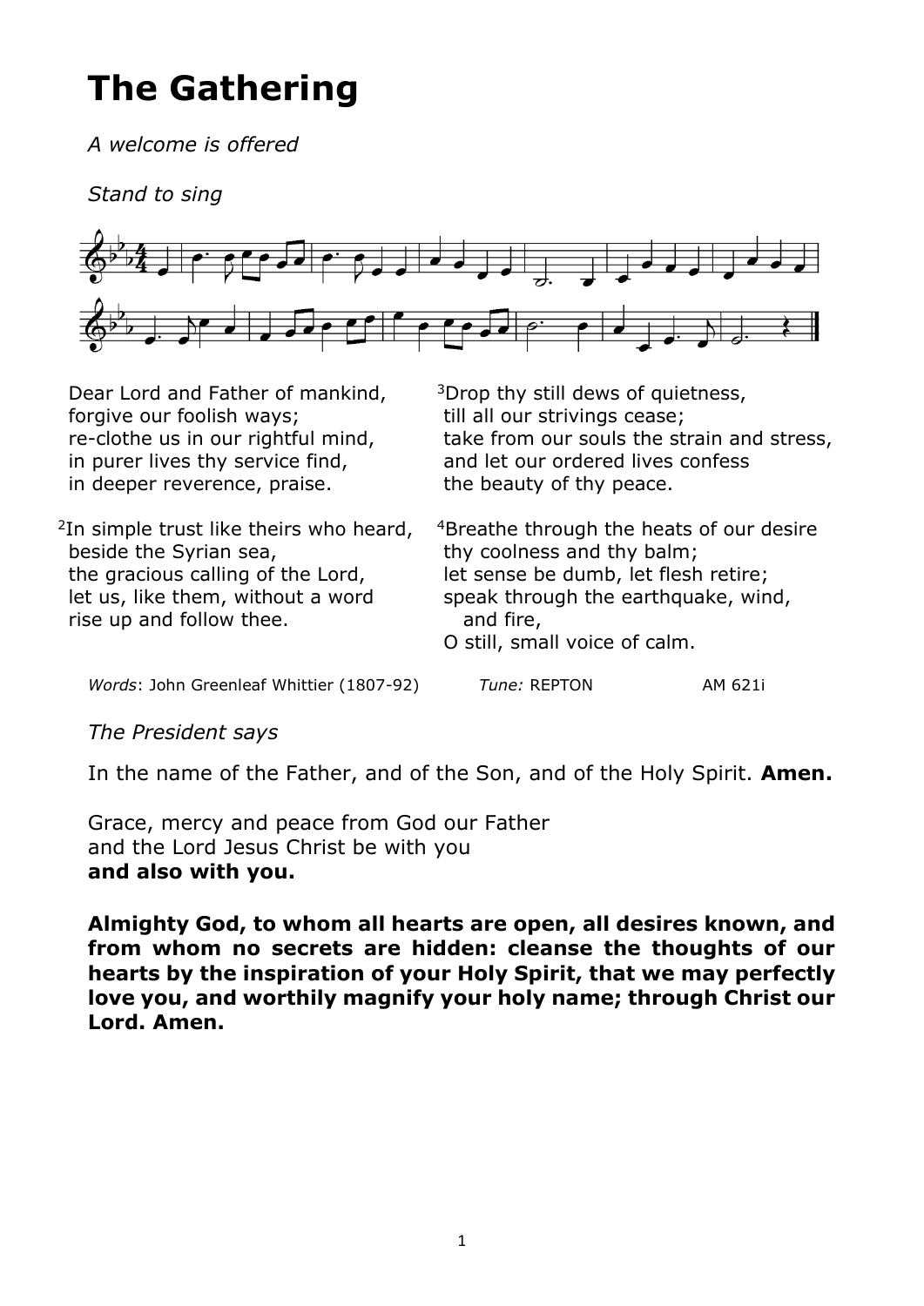# The Gathering

*A welcome is offered*

*Stand to sing*

Dear Lord and Father of mankind,
forgive our foolish ways;
re-clothe us in our rightful mind,
in purer lives thy service find,
in deeper reverence, praise.

[2]In simple trust like theirs who heard,
beside the Syrian sea,
the gracious calling of the Lord,
let us, like them, without a word
rise up and follow thee.

[3]Drop thy still dews of quietness,
till all our strivings cease;
take from our souls the strain and stress,
and let our ordered lives confess
the beauty of thy peace.

[4]Breathe through the heats of our desire
thy coolness and thy balm;
let sense be dumb, let flesh retire;
speak through the earthquake, wind,
and fire,
O still, small voice of calm.

*Words*: John Greenleaf Whittier (1807-92) *Tune:* REPTON AM 621i

*The President says*

In the name of the Father, and of the Son, and of the Holy Spirit. **Amen.**

Grace, mercy and peace from God our Father
and the Lord Jesus Christ be with you
**and also with you.**

**Almighty God, to whom all hearts are open, all desires known, and from whom no secrets are hidden: cleanse the thoughts of our hearts by the inspiration of your Holy Spirit, that we may perfectly love you, and worthily magnify your holy name; through Christ our Lord. Amen.**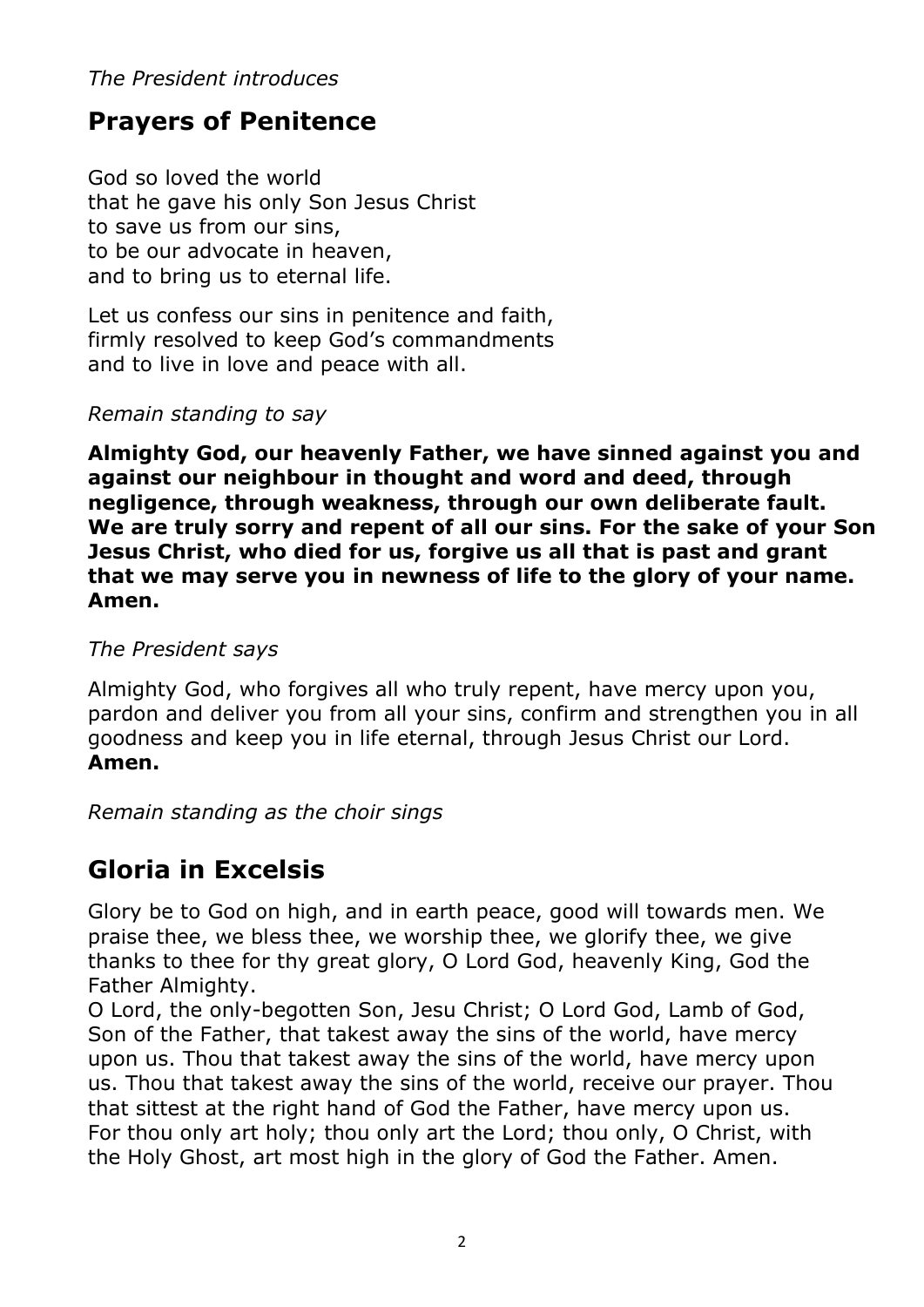*The President introduces*

## Prayers of Penitence

God so loved the world
that he gave his only Son Jesus Christ
to save us from our sins,
to be our advocate in heaven,
and to bring us to eternal life.

Let us confess our sins in penitence and faith,
firmly resolved to keep God's commandments
and to live in love and peace with all.

*Remain standing to say*

**Almighty God, our heavenly Father, we have sinned against you and against our neighbour in thought and word and deed, through negligence, through weakness, through our own deliberate fault. We are truly sorry and repent of all our sins. For the sake of your Son Jesus Christ, who died for us, forgive us all that is past and grant that we may serve you in newness of life to the glory of your name. Amen.**

*The President says*

Almighty God, who forgives all who truly repent, have mercy upon you, pardon and deliver you from all your sins, confirm and strengthen you in all goodness and keep you in life eternal, through Jesus Christ our Lord.
**Amen.**

*Remain standing as the choir sings*

## Gloria in Excelsis

Glory be to God on high, and in earth peace, good will towards men. We praise thee, we bless thee, we worship thee, we glorify thee, we give thanks to thee for thy great glory, O Lord God, heavenly King, God the Father Almighty.
O Lord, the only-begotten Son, Jesu Christ; O Lord God, Lamb of God, Son of the Father, that takest away the sins of the world, have mercy upon us. Thou that takest away the sins of the world, have mercy upon us. Thou that takest away the sins of the world, receive our prayer. Thou that sittest at the right hand of God the Father, have mercy upon us. For thou only art holy; thou only art the Lord; thou only, O Christ, with the Holy Ghost, art most high in the glory of God the Father. Amen.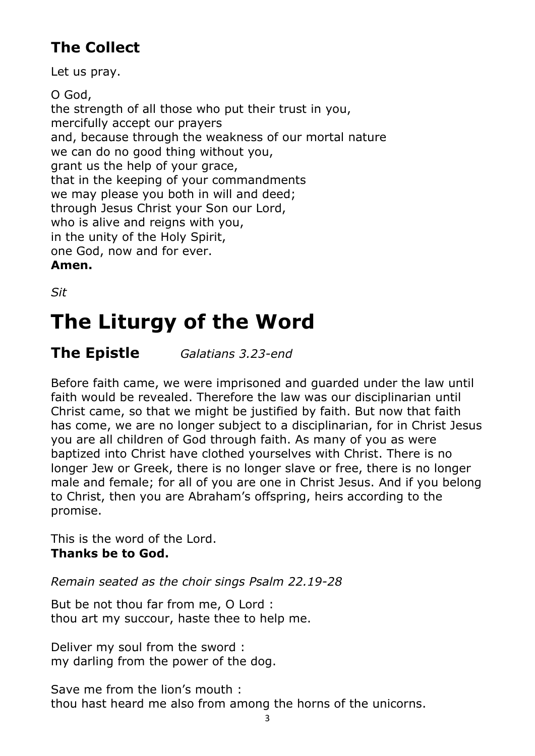## The Collect

Let us pray.

O God,
the strength of all those who put their trust in you,
mercifully accept our prayers
and, because through the weakness of our mortal nature
we can do no good thing without you,
grant us the help of your grace,
that in the keeping of your commandments
we may please you both in will and deed;
through Jesus Christ your Son our Lord,
who is alive and reigns with you,
in the unity of the Holy Spirit,
one God, now and for ever.
**Amen.**

*Sit*

# The Liturgy of the Word

## The Epistle *Galatians 3.23-end*

Before faith came, we were imprisoned and guarded under the law until faith would be revealed. Therefore the law was our disciplinarian until Christ came, so that we might be justified by faith. But now that faith has come, we are no longer subject to a disciplinarian, for in Christ Jesus you are all children of God through faith. As many of you as were baptized into Christ have clothed yourselves with Christ. There is no longer Jew or Greek, there is no longer slave or free, there is no longer male and female; for all of you are one in Christ Jesus. And if you belong to Christ, then you are Abraham's offspring, heirs according to the promise.

This is the word of the Lord.
**Thanks be to God.**

*Remain seated as the choir sings Psalm 22.19-28*

But be not thou far from me, O Lord :
thou art my succour, haste thee to help me.

Deliver my soul from the sword :
my darling from the power of the dog.

Save me from the lion's mouth :
thou hast heard me also from among the horns of the unicorns.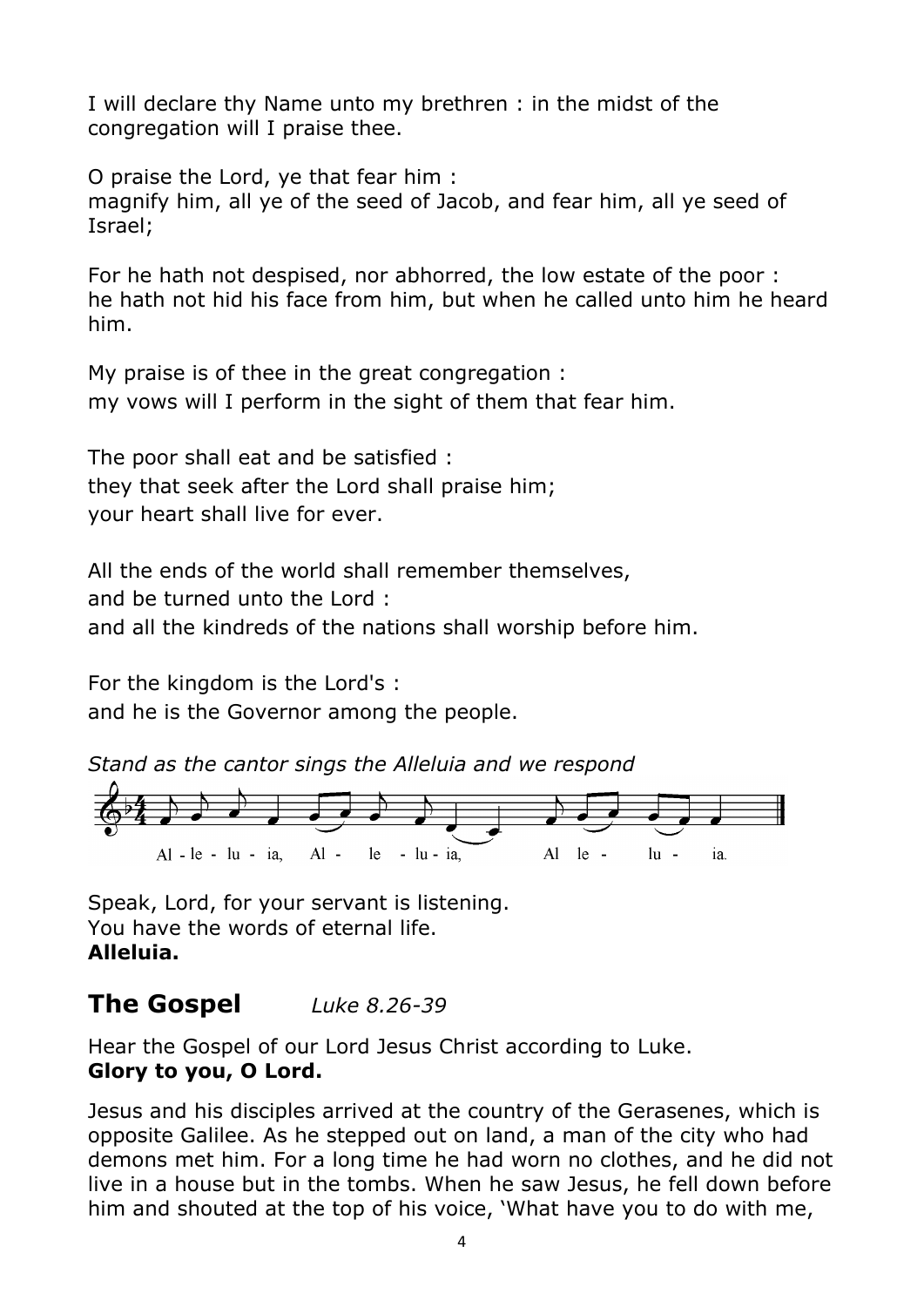I will declare thy Name unto my brethren : in the midst of the congregation will I praise thee.

O praise the Lord, ye that fear him :
magnify him, all ye of the seed of Jacob, and fear him, all ye seed of Israel;

For he hath not despised, nor abhorred, the low estate of the poor :
he hath not hid his face from him, but when he called unto him he heard him.

My praise is of thee in the great congregation :
my vows will I perform in the sight of them that fear him.

The poor shall eat and be satisfied :
they that seek after the Lord shall praise him;
your heart shall live for ever.

All the ends of the world shall remember themselves,
and be turned unto the Lord :
and all the kindreds of the nations shall worship before him.

For the kingdom is the Lord's :
and he is the Governor among the people.

*Stand as the cantor sings the Alleluia and we respond*

Al - le - lu - ia, Al - le - lu - ia, Al le - lu - ia.

Speak, Lord, for your servant is listening.
You have the words of eternal life.
**Alleluia.**

## The Gospel *Luke 8.26-39*

Hear the Gospel of our Lord Jesus Christ according to Luke.
**Glory to you, O Lord.**

Jesus and his disciples arrived at the country of the Gerasenes, which is opposite Galilee. As he stepped out on land, a man of the city who had demons met him. For a long time he had worn no clothes, and he did not live in a house but in the tombs. When he saw Jesus, he fell down before him and shouted at the top of his voice, 'What have you to do with me,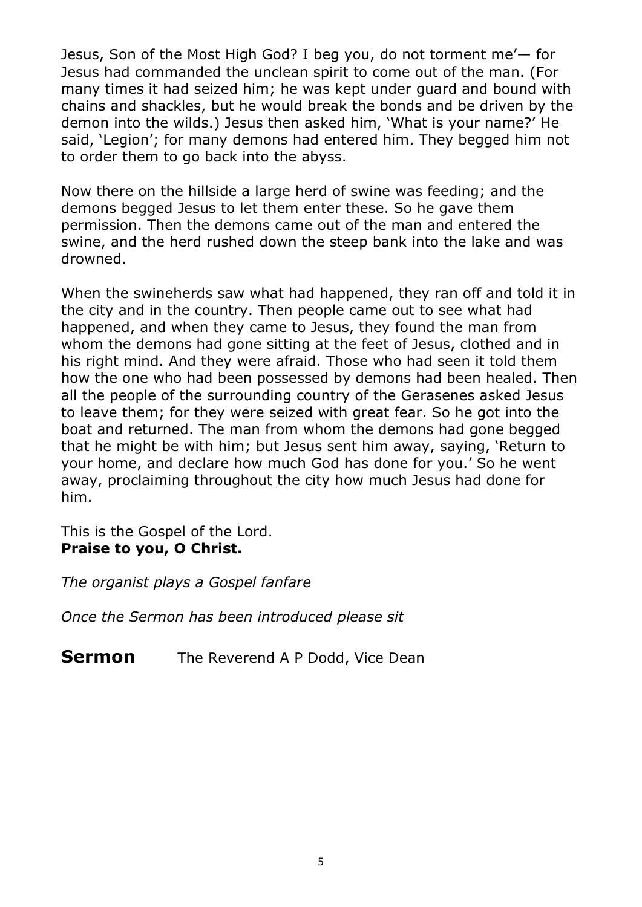Jesus, Son of the Most High God? I beg you, do not torment me'— for Jesus had commanded the unclean spirit to come out of the man. (For many times it had seized him; he was kept under guard and bound with chains and shackles, but he would break the bonds and be driven by the demon into the wilds.) Jesus then asked him, 'What is your name?' He said, 'Legion'; for many demons had entered him. They begged him not to order them to go back into the abyss.

Now there on the hillside a large herd of swine was feeding; and the demons begged Jesus to let them enter these. So he gave them permission. Then the demons came out of the man and entered the swine, and the herd rushed down the steep bank into the lake and was drowned.

When the swineherds saw what had happened, they ran off and told it in the city and in the country. Then people came out to see what had happened, and when they came to Jesus, they found the man from whom the demons had gone sitting at the feet of Jesus, clothed and in his right mind. And they were afraid. Those who had seen it told them how the one who had been possessed by demons had been healed. Then all the people of the surrounding country of the Gerasenes asked Jesus to leave them; for they were seized with great fear. So he got into the boat and returned. The man from whom the demons had gone begged that he might be with him; but Jesus sent him away, saying, 'Return to your home, and declare how much God has done for you.' So he went away, proclaiming throughout the city how much Jesus had done for him.

This is the Gospel of the Lord.
**Praise to you, O Christ.**

*The organist plays a Gospel fanfare*

*Once the Sermon has been introduced please sit*

## Sermon
The Reverend A P Dodd, Vice Dean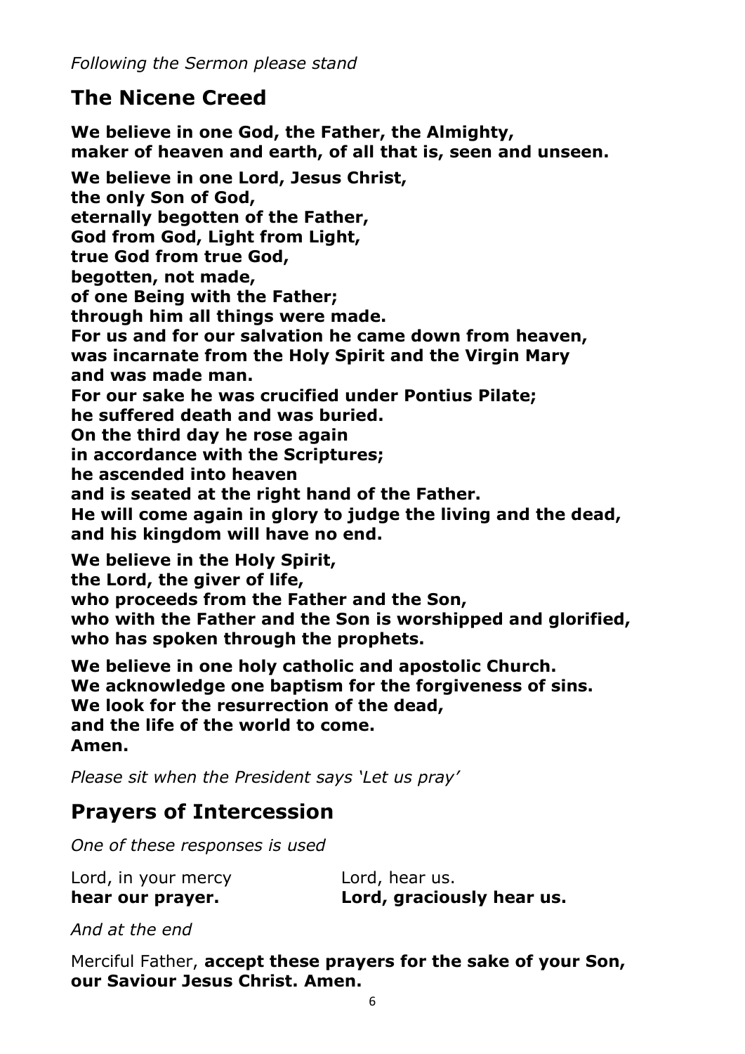*Following the Sermon please stand*

## The Nicene Creed

**We believe in one God, the Father, the Almighty,**
**maker of heaven and earth, of all that is, seen and unseen.**

**We believe in one Lord, Jesus Christ,**
**the only Son of God,**
**eternally begotten of the Father,**
**God from God, Light from Light,**
**true God from true God,**
**begotten, not made,**
**of one Being with the Father;**
**through him all things were made.**
**For us and for our salvation he came down from heaven,**
**was incarnate from the Holy Spirit and the Virgin Mary**
**and was made man.**
**For our sake he was crucified under Pontius Pilate;**
**he suffered death and was buried.**
**On the third day he rose again**
**in accordance with the Scriptures;**
**he ascended into heaven**
**and is seated at the right hand of the Father.**
**He will come again in glory to judge the living and the dead,**
**and his kingdom will have no end.**

**We believe in the Holy Spirit,**
**the Lord, the giver of life,**
**who proceeds from the Father and the Son,**
**who with the Father and the Son is worshipped and glorified,**
**who has spoken through the prophets.**

**We believe in one holy catholic and apostolic Church.**
**We acknowledge one baptism for the forgiveness of sins.**
**We look for the resurrection of the dead,**
**and the life of the world to come.**
**Amen.**

*Please sit when the President says 'Let us pray'*

## Prayers of Intercession

*One of these responses is used*

Lord, in your mercy
**hear our prayer.**

Lord, hear us.
**Lord, graciously hear us.**

*And at the end*

Merciful Father, **accept these prayers for the sake of your Son, our Saviour Jesus Christ. Amen.**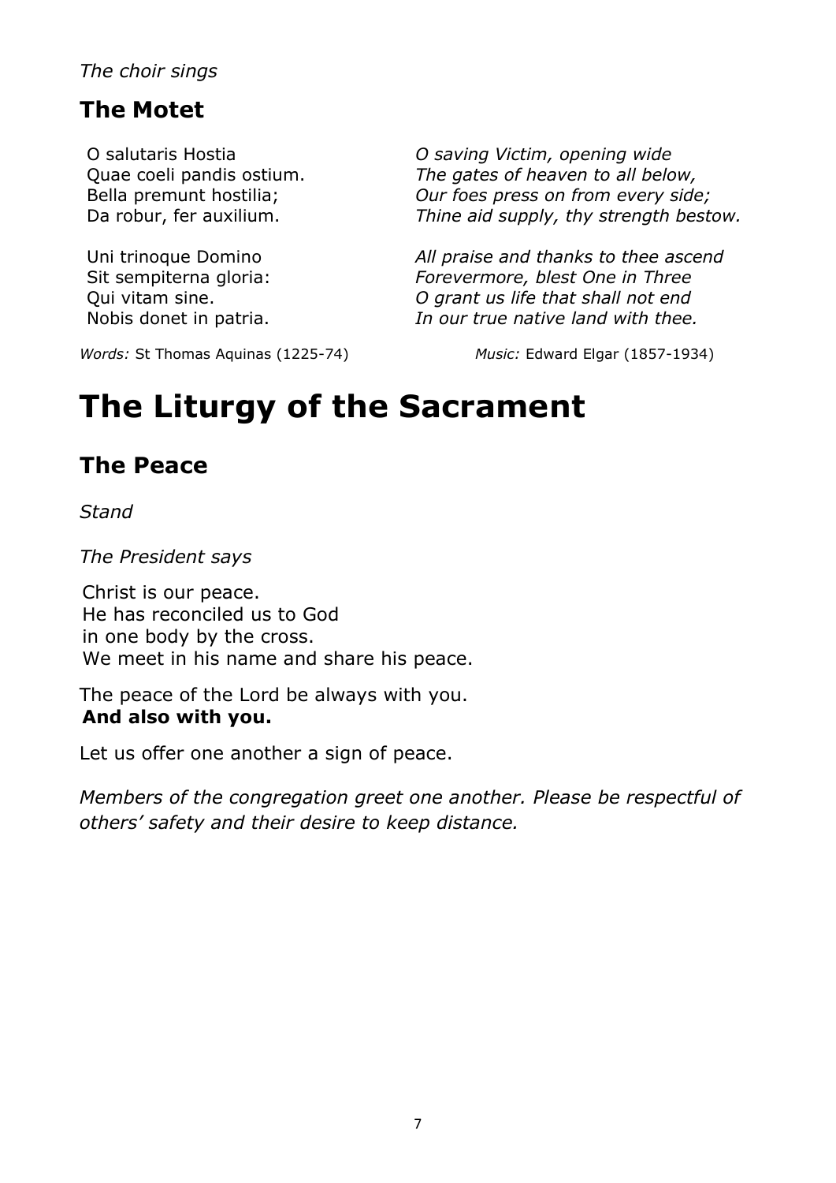*The choir sings*

## The Motet

| | |
|---|---|
| O salutaris Hostia | *O saving Victim, opening wide* |
| Quae coeli pandis ostium. | *The gates of heaven to all below,* |
| Bella premunt hostilia; | *Our foes press on from every side;* |
| Da robur, fer auxilium. | *Thine aid supply, thy strength bestow.* |
| | |
| Uni trinoque Domino | *All praise and thanks to thee ascend* |
| Sit sempiterna gloria: | *Forevermore, blest One in Three* |
| Qui vitam sine. | *O grant us life that shall not end* |
| Nobis donet in patria. | *In our true native land with thee.* |

*Words:* St Thomas Aquinas (1225-74) *Music:* Edward Elgar (1857-1934)

# The Liturgy of the Sacrament

## The Peace

*Stand*

*The President says*

Christ is our peace.
He has reconciled us to God
in one body by the cross.
We meet in his name and share his peace.

The peace of the Lord be always with you.
**And also with you.**

Let us offer one another a sign of peace.

*Members of the congregation greet one another. Please be respectful of others' safety and their desire to keep distance.*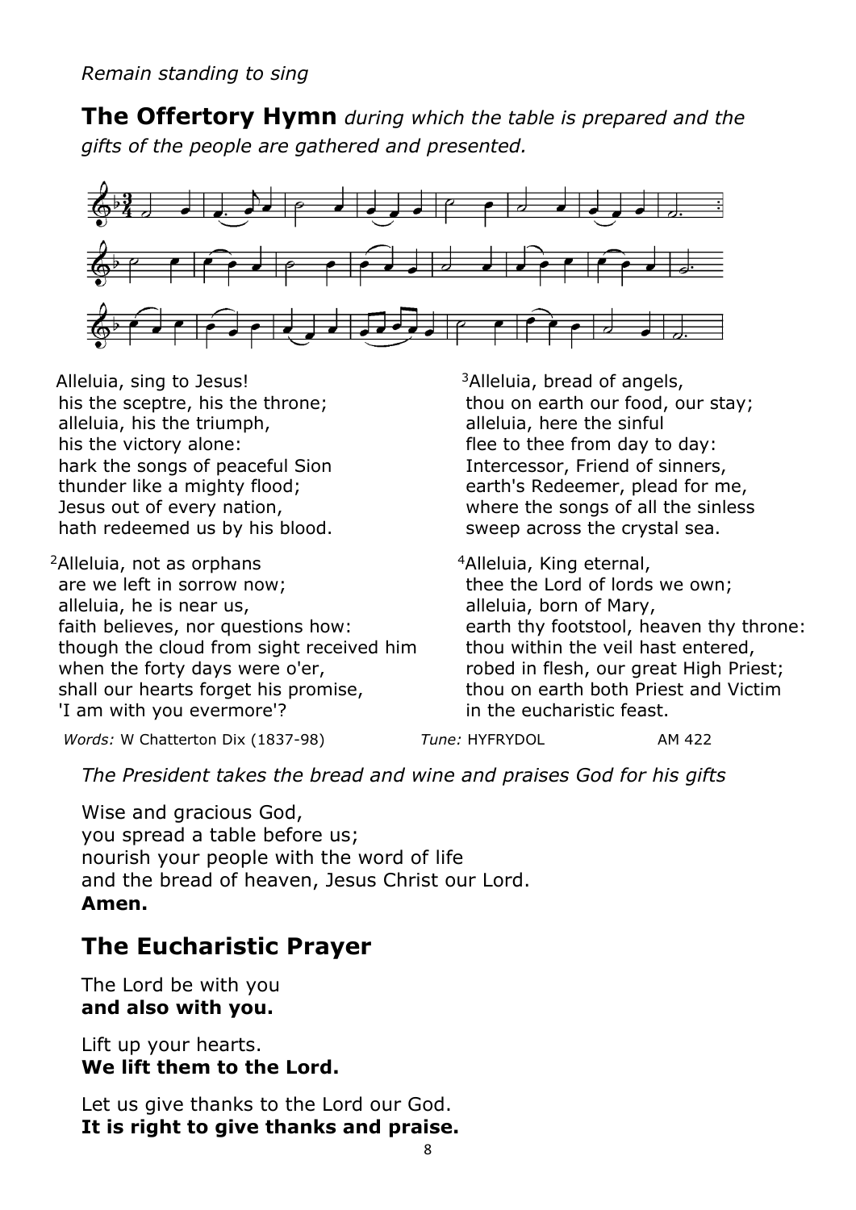*Remain standing to sing*

**The Offertory Hymn** *during which the table is prepared and the gifts of the people are gathered and presented.*

Alleluia, sing to Jesus!
his the sceptre, his the throne;
alleluia, his the triumph,
his the victory alone:
hark the songs of peaceful Sion
thunder like a mighty flood;
Jesus out of every nation,
hath redeemed us by his blood.

[2]Alleluia, not as orphans
are we left in sorrow now;
alleluia, he is near us,
faith believes, nor questions how:
though the cloud from sight received him
when the forty days were o'er,
shall our hearts forget his promise,
'I am with you evermore'?

[3]Alleluia, bread of angels,
thou on earth our food, our stay;
alleluia, here the sinful
flee to thee from day to day:
Intercessor, Friend of sinners,
earth's Redeemer, plead for me,
where the songs of all the sinless
sweep across the crystal sea.

[4]Alleluia, King eternal,
thee the Lord of lords we own;
alleluia, born of Mary,
earth thy footstool, heaven thy throne:
thou within the veil hast entered,
robed in flesh, our great High Priest;
thou on earth both Priest and Victim
in the eucharistic feast.

*Words:* W Chatterton Dix (1837-98) *Tune:* HYFRYDOL AM 422

*The President takes the bread and wine and praises God for his gifts*

Wise and gracious God,
you spread a table before us;
nourish your people with the word of life
and the bread of heaven, Jesus Christ our Lord.
**Amen.**

## The Eucharistic Prayer

The Lord be with you
**and also with you.**

Lift up your hearts.
**We lift them to the Lord.**

Let us give thanks to the Lord our God.
**It is right to give thanks and praise.**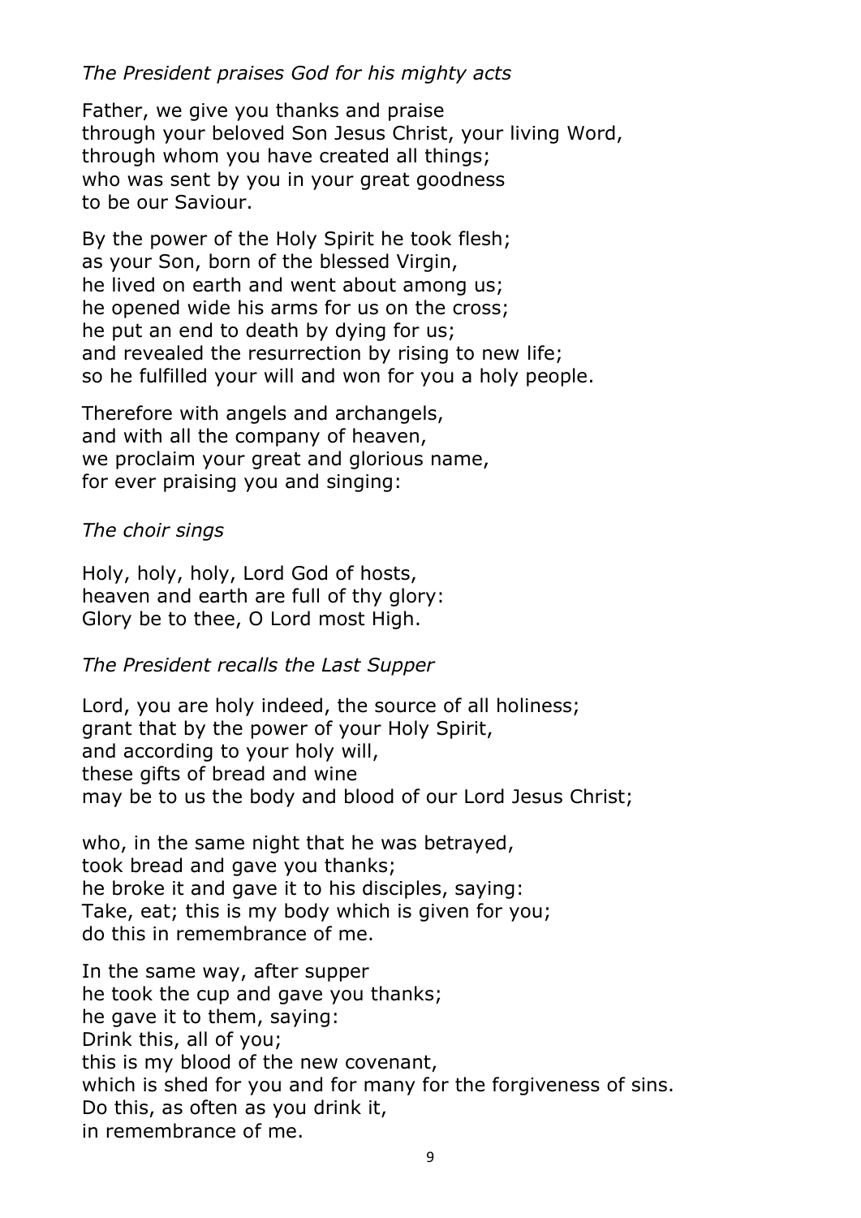*The President praises God for his mighty acts*

Father, we give you thanks and praise
through your beloved Son Jesus Christ, your living Word,
through whom you have created all things;
who was sent by you in your great goodness
to be our Saviour.

By the power of the Holy Spirit he took flesh;
as your Son, born of the blessed Virgin,
he lived on earth and went about among us;
he opened wide his arms for us on the cross;
he put an end to death by dying for us;
and revealed the resurrection by rising to new life;
so he fulfilled your will and won for you a holy people.

Therefore with angels and archangels,
and with all the company of heaven,
we proclaim your great and glorious name,
for ever praising you and singing:

*The choir sings*

Holy, holy, holy, Lord God of hosts,
heaven and earth are full of thy glory:
Glory be to thee, O Lord most High.

*The President recalls the Last Supper*

Lord, you are holy indeed, the source of all holiness;
grant that by the power of your Holy Spirit,
and according to your holy will,
these gifts of bread and wine
may be to us the body and blood of our Lord Jesus Christ;

who, in the same night that he was betrayed,
took bread and gave you thanks;
he broke it and gave it to his disciples, saying:
Take, eat; this is my body which is given for you;
do this in remembrance of me.

In the same way, after supper
he took the cup and gave you thanks;
he gave it to them, saying:
Drink this, all of you;
this is my blood of the new covenant,
which is shed for you and for many for the forgiveness of sins.
Do this, as often as you drink it,
in remembrance of me.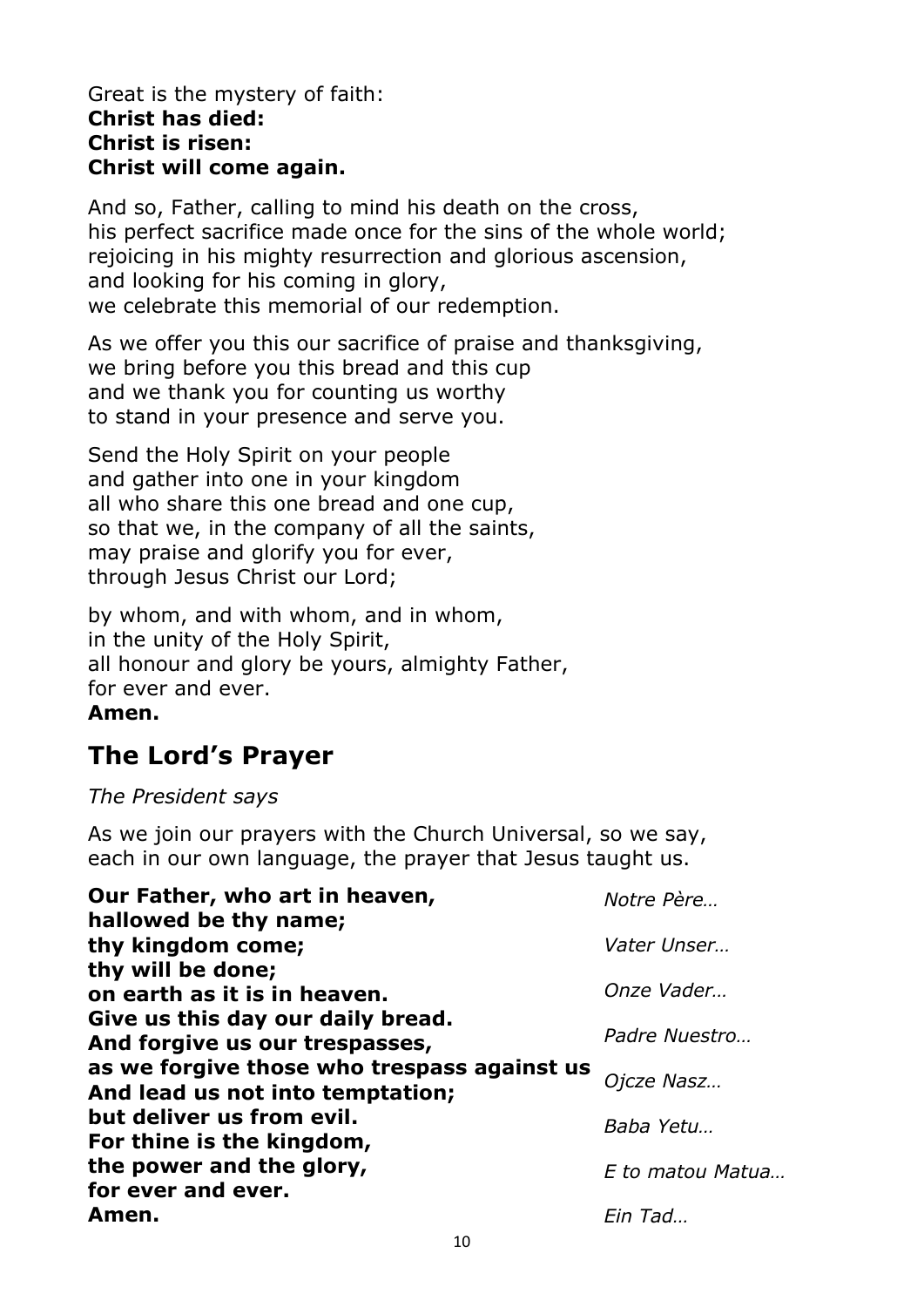Great is the mystery of faith:
**Christ has died:**
**Christ is risen:**
**Christ will come again.**

And so, Father, calling to mind his death on the cross,
his perfect sacrifice made once for the sins of the whole world;
rejoicing in his mighty resurrection and glorious ascension,
and looking for his coming in glory,
we celebrate this memorial of our redemption.

As we offer you this our sacrifice of praise and thanksgiving,
we bring before you this bread and this cup
and we thank you for counting us worthy
to stand in your presence and serve you.

Send the Holy Spirit on your people
and gather into one in your kingdom
all who share this one bread and one cup,
so that we, in the company of all the saints,
may praise and glorify you for ever,
through Jesus Christ our Lord;

by whom, and with whom, and in whom,
in the unity of the Holy Spirit,
all honour and glory be yours, almighty Father,
for ever and ever.
**Amen.**

## The Lord's Prayer

*The President says*

As we join our prayers with the Church Universal, so we say,
each in our own language, the prayer that Jesus taught us.

**Our Father, who art in heaven,**
**hallowed be thy name;**
**thy kingdom come;**
**thy will be done;**
**on earth as it is in heaven.**
**Give us this day our daily bread.**
**And forgive us our trespasses,**
**as we forgive those who trespass against us**
**And lead us not into temptation;**
**but deliver us from evil.**
**For thine is the kingdom,**
**the power and the glory,**
**for ever and ever.**
**Amen.**

*Notre Père…*

*Vater Unser…*

*Onze Vader…*

*Padre Nuestro…*

*Ojcze Nasz…*

*Baba Yetu…*

*E to matou Matua…*

*Ein Tad…*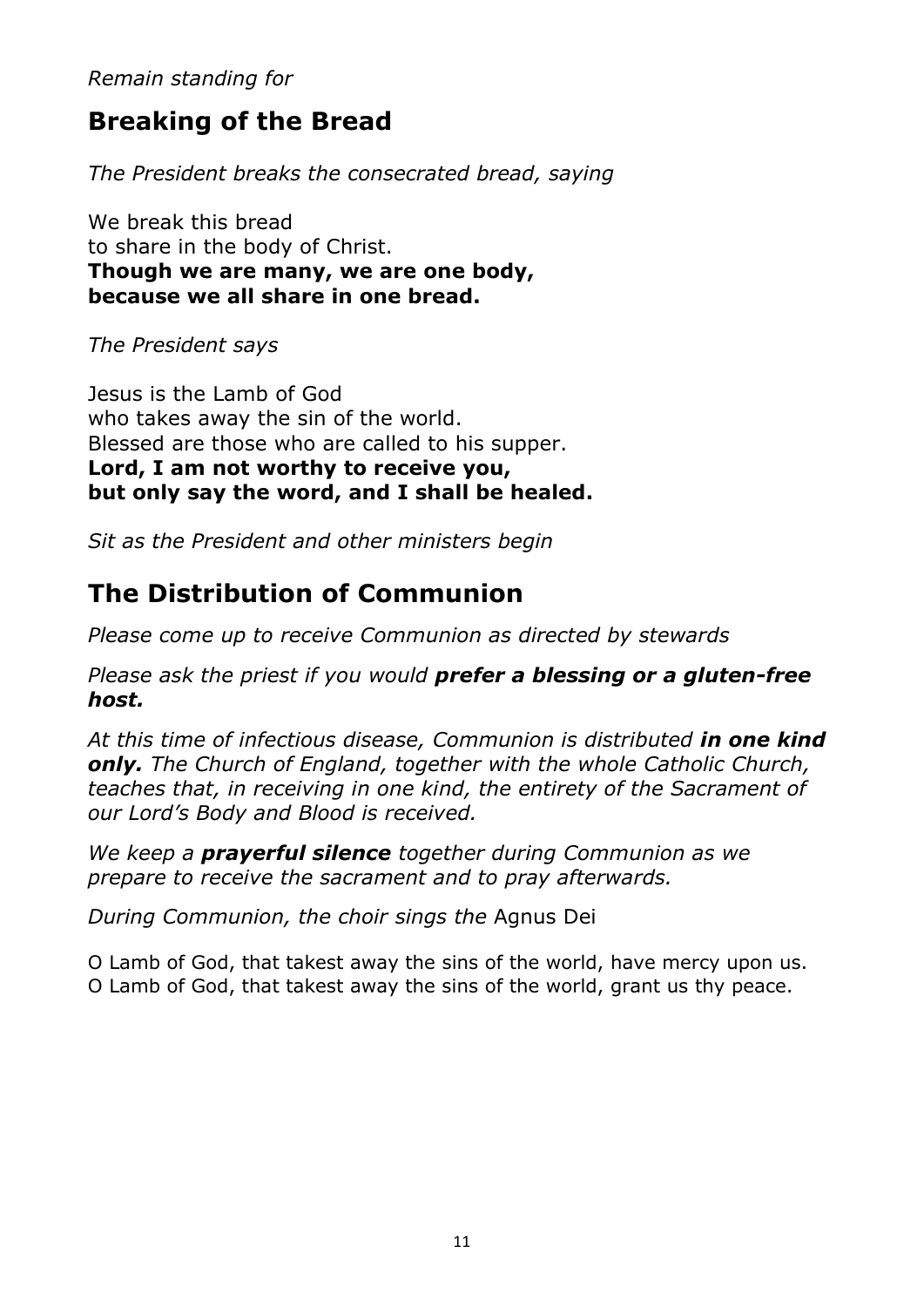*Remain standing for*

## Breaking of the Bread

*The President breaks the consecrated bread, saying*

We break this bread  
to share in the body of Christ.  
**Though we are many, we are one body,**  
**because we all share in one bread.**

*The President says*

Jesus is the Lamb of God  
who takes away the sin of the world.  
Blessed are those who are called to his supper.  
**Lord, I am not worthy to receive you,**  
**but only say the word, and I shall be healed.**

*Sit as the President and other ministers begin*

## The Distribution of Communion

*Please come up to receive Communion as directed by stewards*

*Please ask the priest if you would* ***prefer a blessing or a gluten-free host.***

*At this time of infectious disease, Communion is distributed* ***in one kind only.*** *The Church of England, together with the whole Catholic Church, teaches that, in receiving in one kind, the entirety of the Sacrament of our Lord's Body and Blood is received.*

*We keep a* ***prayerful silence*** *together during Communion as we prepare to receive the sacrament and to pray afterwards.*

*During Communion, the choir sings the* Agnus Dei

O Lamb of God, that takest away the sins of the world, have mercy upon us.  
O Lamb of God, that takest away the sins of the world, grant us thy peace.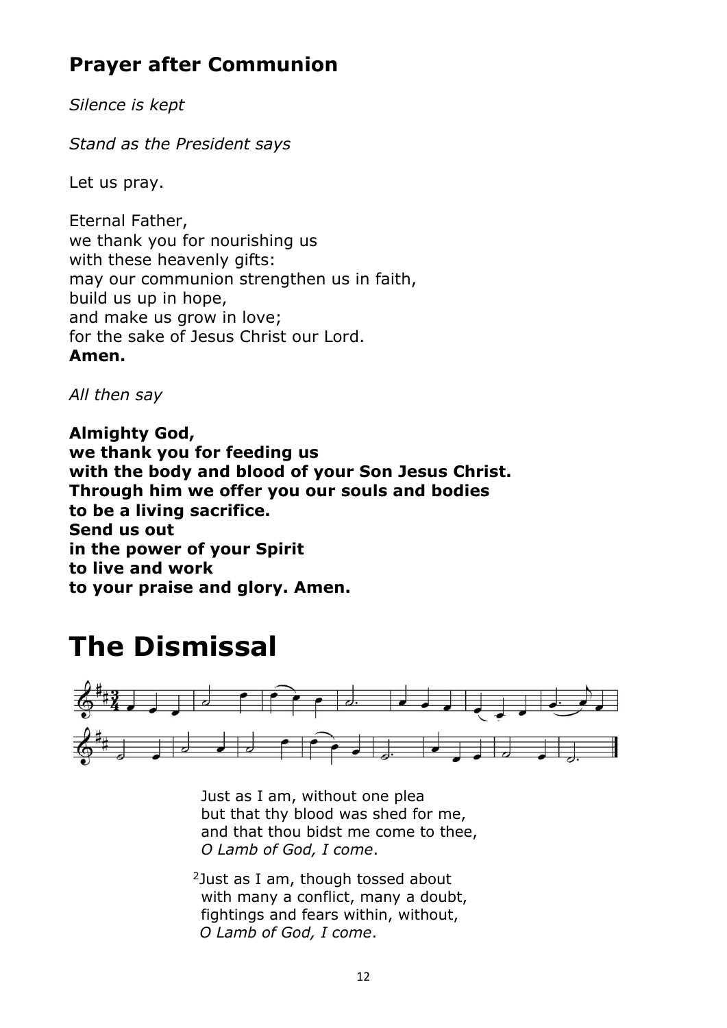## Prayer after Communion

*Silence is kept*

*Stand as the President says*

Let us pray.

Eternal Father,
we thank you for nourishing us
with these heavenly gifts:
may our communion strengthen us in faith,
build us up in hope,
and make us grow in love;
for the sake of Jesus Christ our Lord.
**Amen.**

*All then say*

**Almighty God,**
**we thank you for feeding us**
**with the body and blood of your Son Jesus Christ.**
**Through him we offer you our souls and bodies**
**to be a living sacrifice.**
**Send us out**
**in the power of your Spirit**
**to live and work**
**to your praise and glory. Amen.**

# The Dismissal

Just as I am, without one plea
but that thy blood was shed for me,
and that thou bidst me come to thee,
*O Lamb of God, I come*.

2 Just as I am, though tossed about
with many a conflict, many a doubt,
fightings and fears within, without,
*O Lamb of God, I come*.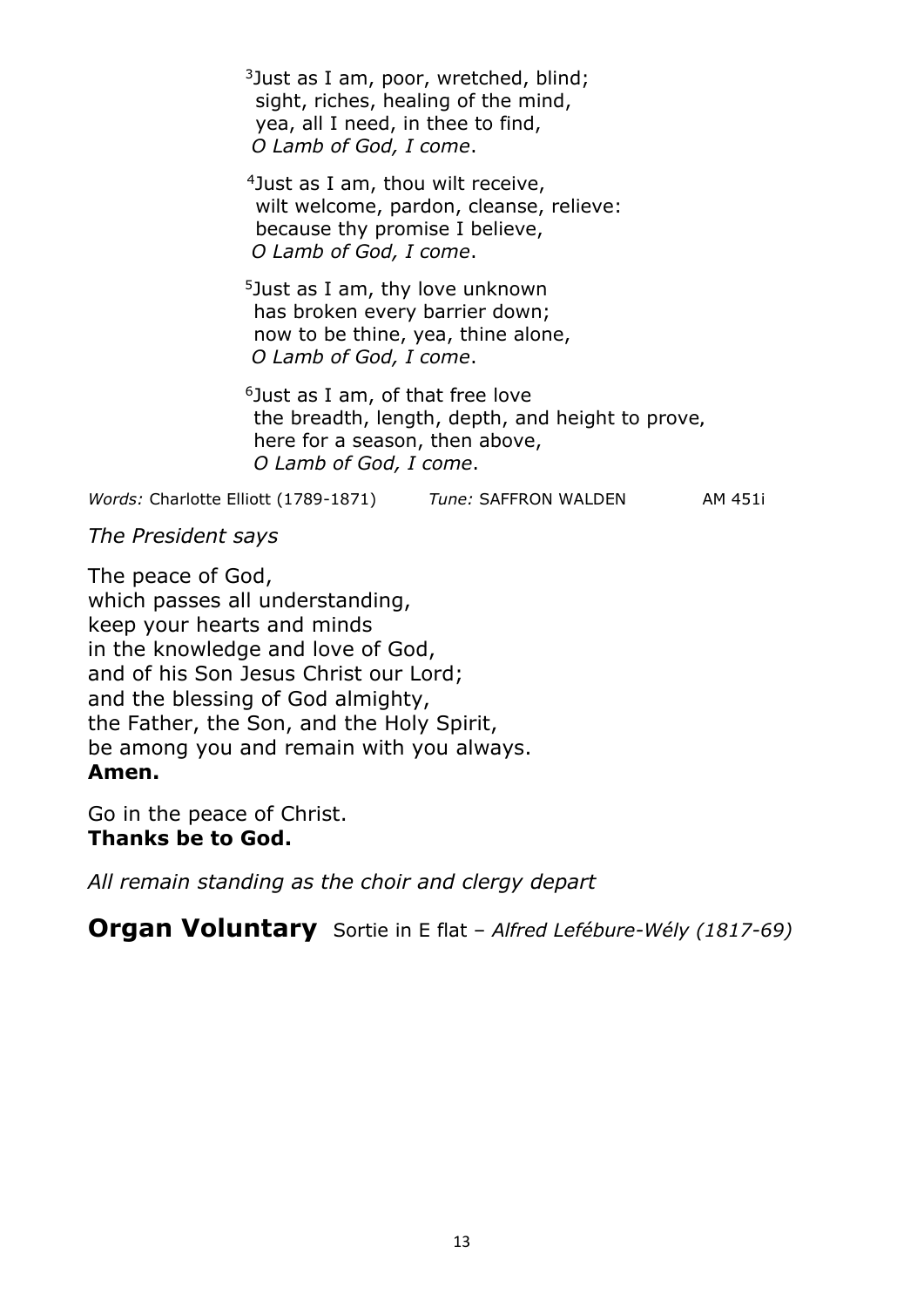[3]Just as I am, poor, wretched, blind;
sight, riches, healing of the mind,
yea, all I need, in thee to find,
*O Lamb of God, I come*.

[4]Just as I am, thou wilt receive,
wilt welcome, pardon, cleanse, relieve:
because thy promise I believe,
*O Lamb of God, I come*.

[5]Just as I am, thy love unknown
has broken every barrier down;
now to be thine, yea, thine alone,
*O Lamb of God, I come*.

[6]Just as I am, of that free love
the breadth, length, depth, and height to prove,
here for a season, then above,
*O Lamb of God, I come*.

*Words:* Charlotte Elliott (1789-1871) *Tune:* SAFFRON WALDEN AM 451i

*The President says*

The peace of God,
which passes all understanding,
keep your hearts and minds
in the knowledge and love of God,
and of his Son Jesus Christ our Lord;
and the blessing of God almighty,
the Father, the Son, and the Holy Spirit,
be among you and remain with you always.
**Amen.**

Go in the peace of Christ.
**Thanks be to God.**

*All remain standing as the choir and clergy depart*

## Organ Voluntary Sortie in E flat – *Alfred Lefébure-Wély (1817-69)*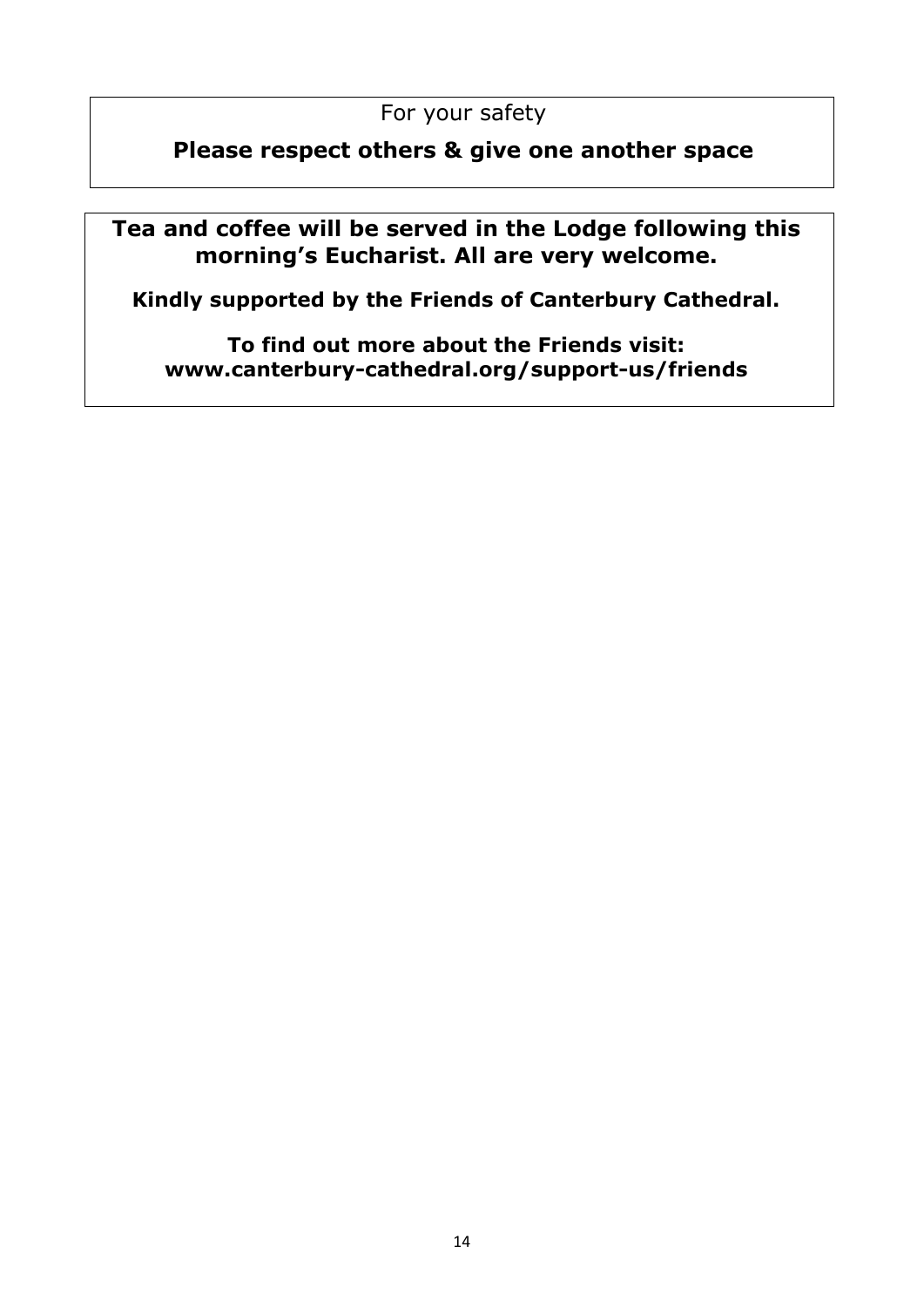For your safety

**Please respect others & give one another space**

**Tea and coffee will be served in the Lodge following this morning's Eucharist. All are very welcome.**

**Kindly supported by the Friends of Canterbury Cathedral.**

**To find out more about the Friends visit: www.canterbury-cathedral.org/support-us/friends**